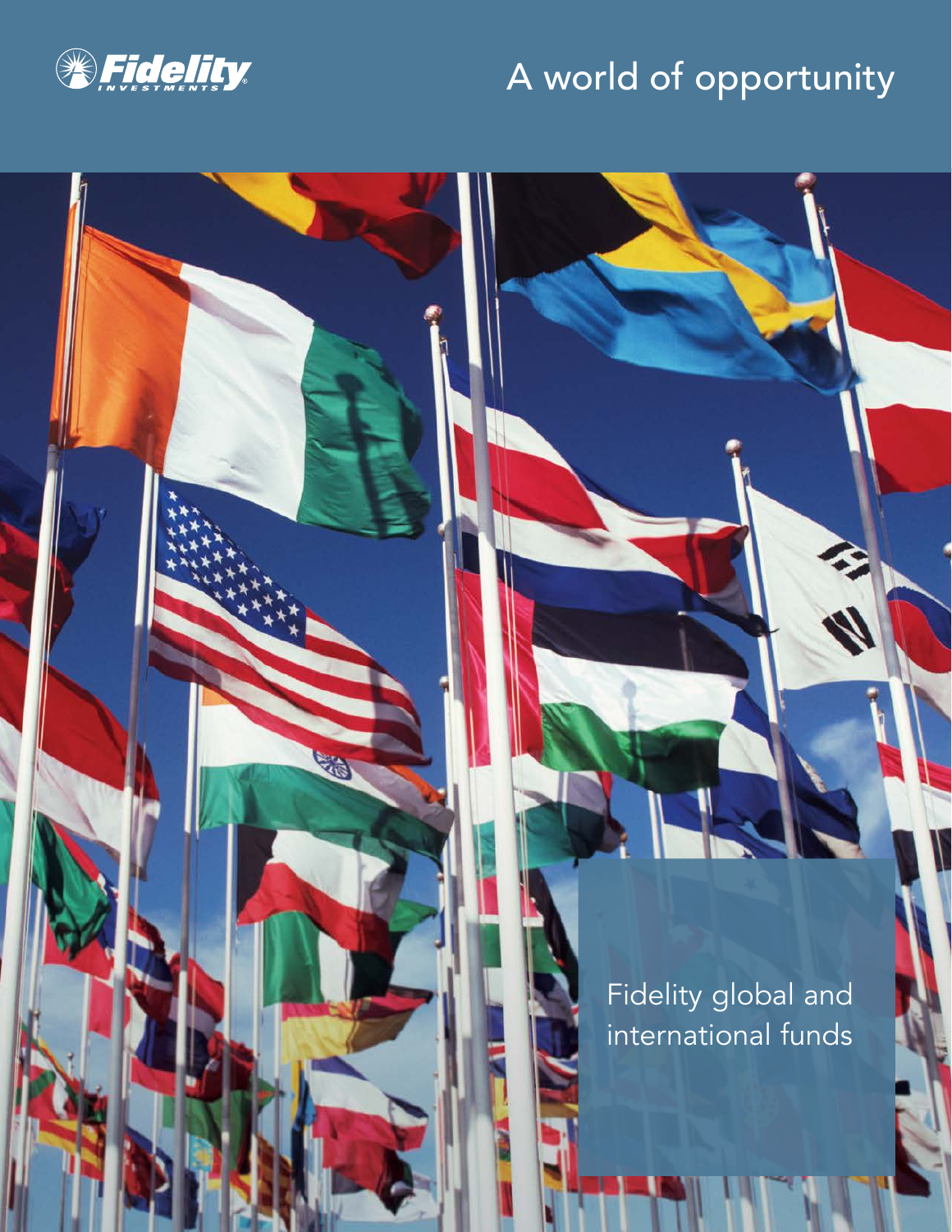Fidelity Investments

# A world of opportunity

Fidelity global and international funds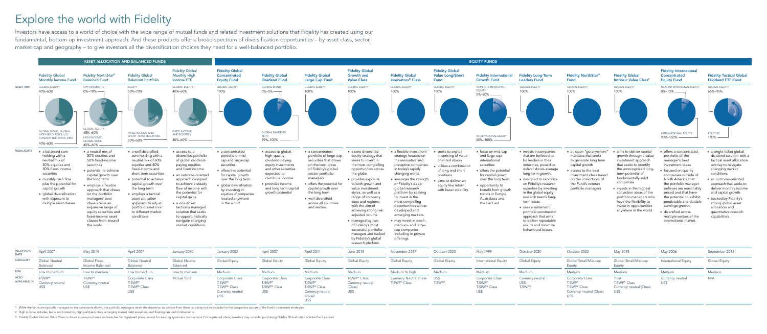# Explore the world with Fidelity

Investors have access to a world of choice with the wide range of mutual funds and related investment solutions that Fidelity has created using our fundamental, bottom-up investment approach. And these products offer a broad spectrum of diversification opportunities – by asset class, sector, market cap and geography – to give investors all the diversification choices they need for a well-balanced portfolio.

## ASSET ALLOCATION AND BALANCED FUNDS

| | Fidelity Global Monthly Income Fund | Fidelity NorthStar® Balanced Fund | Fidelity Global Balanced Portfolio | Fidelity Global Monthly High Income ETF |
|---|---|---|---|---|
| ASSET MIX[1] | GLOBAL EQUITY 40%–60%; GLOBAL BOND, GLOBAL HIGH-YIELD, REITS, U.S. CONVERTIBLE BOND, EMD 40%–60% | OPPORTUNISTIC 0%–10%; GLOBAL EQUITY 40%–60%; HIGH INCOME[2], GLOBAL BOND 40%–60% | EQUITY 50%–70%; FIXED-INCOME AND SHORT TERM SECURITIES 30%–50% | GLOBAL EQUITY 40%–60%; FIXED INCOME AND EQUITIES 40%–60% |
| HIGHLIGHTS | • a balanced core holding with a neutral mix of 50% equities and 50% fixed-income securities<br>• monthly cash flow plus the potential for capital growth<br>• global diversification with exposure to multiple asset classes | • a neutral mix of 50% equities and 50% fixed-income securities<br>• potential to achieve capital growth over the long term<br>• employs a flexible approach that draws on the portfolio managers' best ideas across an expansive range of equity securities and fixed-income asset classes from around the world | • a well diversified core holding with a neutral mix of 60% equities and 40% fixed-income and short term securities<br>• potential to achieve capital growth over the long term<br>• employs a tactical asset allocation approach to adjust portfolio asset mix to different market conditions | • access to a diversified portfolio of global dividend-paying equities and fixed income.<br>• an outcome-oriented approach designed to achieve a steady flow of income with the potential for capital gains.<br>• a one-ticket tactically managed solution that seeks to opportunistically navigate changing market conditions. |
| INCEPTION DATE | April 2007 | May 2014 | April 2007 | January 2020 |
| CATEGORY | Global Neutral Balanced | Global Fixed Income Balanced | Global Neutral Balanced | Global Neutral Balanced |
| RISK | Low to medium | Low to medium | Low to medium | Low to medium |
| ALSO AVAILABLE IN | T-SWP®; Currency neutral; US$ | T-SWP®; Currency neutral; US$ | Corporate Class; T-SWP®; T-SWP® Class; US$ | Mutual fund |

## EQUITY FUNDS

| | Fidelity Global Concentrated Equity Fund | Fidelity Global Dividend Fund | Fidelity Global Large Cap Fund | Fidelity Global Growth and Value Class | Fidelity Global Innovators® Class | Fidelity Global Value Long/Short Fund |
|---|---|---|---|---|---|---|
| ASSET MIX[1] | GLOBAL EQUITY 100% | GLOBAL BOND 0%–5%; GLOBAL DIVIDEND, REITS 95%–100% | GLOBAL EQUITY 100% | GLOBAL EQUITY 100% | GLOBAL EQUITY 100% | GLOBAL EQUITY 100% |
| HIGHLIGHTS | • a concentrated portfolio of mid-cap and large-cap securities<br>• offers the potential for capital growth over the long term<br>• global diversification by investing in equities of companies located anywhere in the world | • access to global, high-quality dividend-paying equity investments and other securities expected to distribute income<br>• provides income and long term capital growth potential | • a concentrated portfolio of large-cap securities that draws on the best ideas of Fidelity's global sector portfolio managers<br>• offers the potential for capital growth over the long term<br>• well diversified across all countries and sectors | • a core diversified equity strategy that seeks to invest in the most compelling opportunities across the globe<br>• provides exposure to both growth and value investment styles, as well as a range of company sizes and regions, with the aim of achieving strong risk-adjusted returns<br>• managed by two of Fidelity's most successful portfolio managers and backed by Fidelity's global research platform | • a flexible investment strategy focused on the innovative and disruptive companies in today's rapidly changing world.<br>• leverages the strength of Fidelity's deep global research platform by seeking to invest in the most compelling opportunities across developed and emerging markets.<br>• may invest in small-, medium- and large-cap companies, including in private offerings. | • seeks to exploit mispricing of value oriented stocks<br>• utilizes a combination of long and short positions<br>• aims to deliver an equity like return with lower volatility |
| INCEPTION DATE | January 2002 | April 2007 | April 2011 | June 2018 | November 2017 | October 2020 |
| CATEGORY | Global Equity | Global Equity | Global Equity | Global Equity | Global Equity | Global Equity |
| RISK | Medium | Medium | Medium | Medium | Medium to high | Medium |
| ALSO AVAILABLE IN | Corporate Class; T-SWP®; T-SWP® Class; Currency neutral; US$ | Corporate Class; T-SWP®; T-SWP® Class; US$ | Corporate Class; T-SWP®; T-SWP® Class; Currency neutral (Class); US$ | T-SWP® Class; Currency neutral (Class); US$ | Currency Neutral Class; T-SWP® Class | US$; T-SWP® |

| | Fidelity International Growth Fund | Fidelity Long-Term Leaders Fund | Fidelity NorthStar® Fund | Fidelity Global Intrinsic Value Class[3] | Fidelity International Concentrated Equity Fund | Fidelity Tactical Global Dividend ETF Fund |
|---|---|---|---|---|---|---|
| ASSET MIX[1] | NON-INTERNATIONAL EQUITY 0%–20%; INTERNATIONAL EQUITY 80%–100% | GLOBAL EQUITY 100% | GLOBAL EQUITY 100% | GLOBAL EQUITY 100% | NON-INTERNATIONAL EQUITY 0%–10%; INTERNATIONAL EQUITY 90%–100% | GLOBAL EQUITY 65%–95%; EQUITIES 100% |
| HIGHLIGHTS | • focus on mid-cap and large-cap international securities<br>• offers the potential for capital growth over the long term<br>• opportunity to benefit from growth trends in Europe, Australasia and the Far East | • invests in companies that are believed to be leaders in their industries, poised to deliver above-average long-term growth.<br>• designed to capitalize on Fidelity's research expertise by investing in the global equity research team's long-term ideas.<br>• uses a systematic portfolio construction approach that aims to deliver repeatable results and minimize behavioural biases. | • an open "go anywhere" mandate that seeks to generate long term capital growth<br>• access to the best investment ideas based on the convictions of the Fund's veteran portfolio managers | • aims to deliver capital growth through a value investment approach that seeks to identify the unrecognized long-term potential of fundamentally solid companies<br>• invests in the highest conviction ideas of the portfolio managers who have the flexibility to invest in opportunities anywhere in the world | • offers a concentrated portfolio of the manager's best investment ideas.<br>• focused on quality companies outside of North America that the portfolio manager believes are reasonably priced and that have the potential to exhibit predictable and durable earnings growth.<br>• diversified across multiple sectors of the international market. | • a single-ticket global dividend solution with a tactical asset allocation overlay to navigate changing market conditions.<br>• an outcome-oriented approach that seeks to deliver monthly income and capital growth.<br>• backed by Fidelity's strong global asset allocation and quantitative research capabilities. |
| INCEPTION DATE | May 1999 | October 2020 | October 2002 | May 2015 | May 2006 | September 2018 |
| CATEGORY | International Equity | Global Equity | Global Small/Mid-cap Equity | Global Small/Mid-cap Equity | International Equity | Global Equity |
| RISK | Medium | Medium | Medium | Medium | Medium | Medium |
| ALSO AVAILABLE IN | Corporate Class; T-SWP®; T-SWP® Class; US$ | Currency neutral; US$; T-SWP® | Corporate Class; T-SWP®; T-SWP® Class; Currency neutral (Class); US$ | Trust; T-SWP® Class; Currency neutral (Class); US$ | Currency neutral; US$ | N/A |

1 While the funds are typically managed to the constraints shown, the portfolio managers retain the discretion to deviate from them, and may not be included in the prospectus as part of the fund's investment strategies.

2 High income includes, but is not limited to, high-yield securities, emerging market debt securities, and floating rate debt instruments.

3 Fidelity Global Intrinsic Value Class is closed to new purchases and switches for registered plans, except for existing systematic transactions. For registered plans, investors may consider purchasing Fidelity Global Intrinsic Value Fund instead.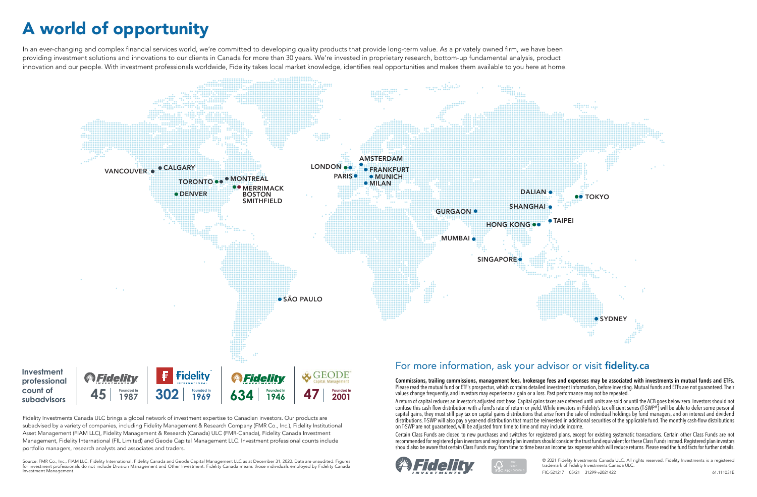# A world of opportunity

In an ever-changing and complex financial services world, we're committed to developing quality products that provide long-term value. As a privately owned firm, we have been providing investment solutions and innovations to our clients in Canada for more than 30 years. We're invested in proprietary research, bottom-up fundamental analysis, product innovation and our people. With investment professionals worldwide, Fidelity takes local market knowledge, identifies real opportunities and makes them available to you here at home.

VANCOUVER
CALGARY
TORONTO
MONTREAL
MERRIMACK
BOSTON
SMITHFIELD
DENVER
SÃO PAULO
LONDON
PARIS
AMSTERDAM
FRANKFURT
MUNICH
MILAN
GURGAON
MUMBAI
DALIAN
SHANGHAI
HONG KONG
TAIPEI
TOKYO
SINGAPORE
SYDNEY

**Investment professional count of subadvisors**

| | | | |
|---|---|---|---|
| Fidelity Investments | Fidelity International | Fidelity Investments | GEODE Capital Management |
| 45 — Founded in 1987 | 302 — Founded in 1969 | 634 — Founded in 1946 | 47 — Founded in 2001 |

Fidelity Investments Canada ULC brings a global network of investment expertise to Canadian investors. Our products are subadvised by a variety of companies, including Fidelity Management & Research Company (FMR Co., Inc.), Fidelity Institutional Asset Management (FIAM LLC), Fidelity Management & Research (Canada) ULC (FMR-Canada), Fidelity Canada Investment Management, Fidelity International (FIL Limited) and Geode Capital Management LLC. Investment professional counts include portfolio managers, research analysts and associates and traders.

Source: FMR Co., Inc., FIAM LLC, Fidelity International, Fidelity Canada and Geode Capital Management LLC as at December 31, 2020. Data are unaudited. Figures for investment professionals do not include Division Management and Other Investment. Fidelity Canada means those individuals employed by Fidelity Canada Investment Management.

## For more information, ask your advisor or visit **fidelity.ca**

**Commissions, trailing commissions, management fees, brokerage fees and expenses may be associated with investments in mutual funds and ETFs.** Please read the mutual fund or ETF's prospectus, which contains detailed investment information, before investing. Mutual funds and ETFs are not guaranteed. Their values change frequently, and investors may experience a gain or a loss. Past performance may not be repeated.

A return of capital reduces an investor's adjusted cost base. Capital gains taxes are deferred until units are sold or until the ACB goes below zero. Investors should not confuse this cash flow distribution with a fund's rate of return or yield. While investors in Fidelity's tax efficient series (T-SWP®) will be able to defer some personal capital gains, they must still pay tax on capital gains distributions that arise from the sale of individual holdings by fund managers, and on interest and dividend distributions. T-SWP will also pay a year-end distribution that must be reinvested in additional securities of the applicable fund. The monthly cash-flow distributions on T-SWP are not guaranteed, will be adjusted from time to time and may include income.

Certain Class Funds are closed to new purchases and switches for registered plans, except for existing systematic transactions. Certain other Class Funds are not recommended for registered plan investors and registered plan investors should consider the trust fund equivalent for these Class Funds instead. Registered plan investors should also be aware that certain Class Funds may, from time to time bear an income tax expense which will reduce returns. Please read the fund facts for further details.

© 2021 Fidelity Investments Canada ULC. All rights reserved. Fidelity Investments is a registered trademark of Fidelity Investments Canada ULC.

FIC-521217 05/21 31299-v2021422

61.111031E